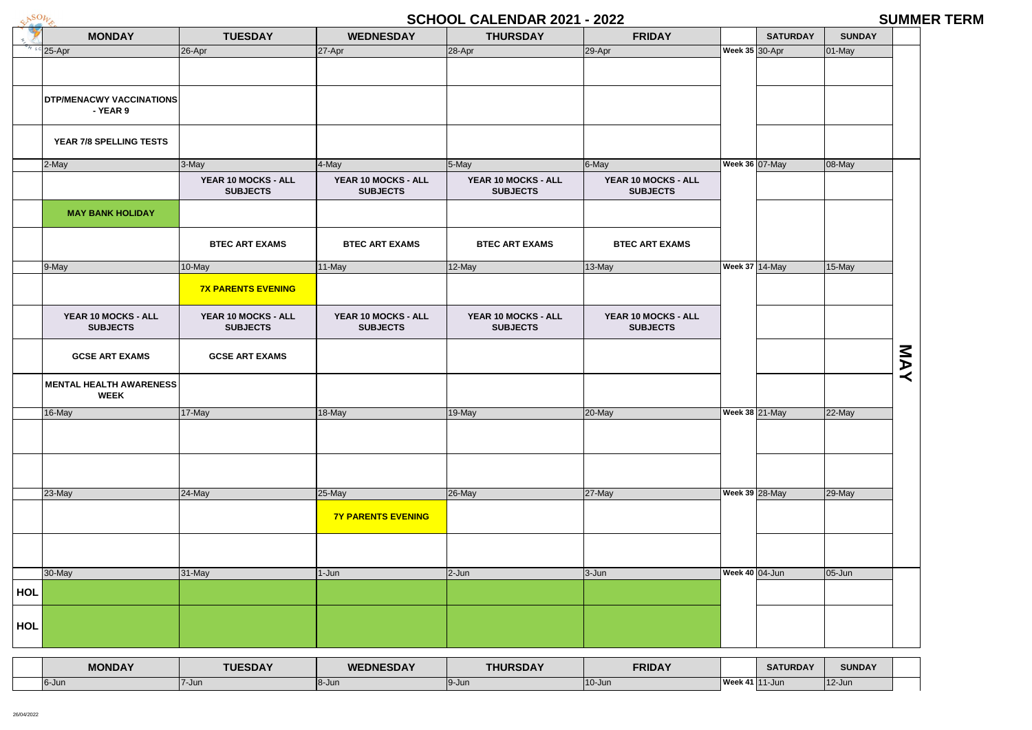# SCHOOL CALENDAR 2021 - 2022

## SUMMER TERM

| | MONDAY | TUESDAY | WEDNESDAY | THURSDAY | FRIDAY | | SATURDAY | SUNDAY | |
|---|---|---|---|---|---|---|---|---|---|
| | 25-Apr | 26-Apr | 27-Apr | 28-Apr | 29-Apr | Week 35 | 30-Apr | 01-May | |
| | | | | | | | | | |
| | **DTP/MENACWY VACCINATIONS - YEAR 9** | | | | | | | | |
| | **YEAR 7/8 SPELLING TESTS** | | | | | | | | |
| | 2-May | 3-May | 4-May | 5-May | 6-May | Week 36 | 07-May | 08-May | |
| | | **YEAR 10 MOCKS - ALL SUBJECTS** | **YEAR 10 MOCKS - ALL SUBJECTS** | **YEAR 10 MOCKS - ALL SUBJECTS** | **YEAR 10 MOCKS - ALL SUBJECTS** | | | | |
| | **MAY BANK HOLIDAY** | | | | | | | | |
| | | **BTEC ART EXAMS** | **BTEC ART EXAMS** | **BTEC ART EXAMS** | **BTEC ART EXAMS** | | | | |
| | 9-May | 10-May | 11-May | 12-May | 13-May | Week 37 | 14-May | 15-May | |
| | | **7X PARENTS EVENING** | | | | | | | |
| | **YEAR 10 MOCKS - ALL SUBJECTS** | **YEAR 10 MOCKS - ALL SUBJECTS** | **YEAR 10 MOCKS - ALL SUBJECTS** | **YEAR 10 MOCKS - ALL SUBJECTS** | **YEAR 10 MOCKS - ALL SUBJECTS** | | | | |
| | **GCSE ART EXAMS** | **GCSE ART EXAMS** | | | | | | | **MAY** |
| | **MENTAL HEALTH AWARENESS WEEK** | | | | | | | | |
| | 16-May | 17-May | 18-May | 19-May | 20-May | Week 38 | 21-May | 22-May | |
| | | | | | | | | | |
| | | | | | | | | | |
| | 23-May | 24-May | 25-May | 26-May | 27-May | Week 39 | 28-May | 29-May | |
| | | | **7Y PARENTS EVENING** | | | | | | |
| | | | | | | | | | |
| | 30-May | 31-May | 1-Jun | 2-Jun | 3-Jun | Week 40 | 04-Jun | 05-Jun | |
| **HOL** | | | | | | | | | |
| **HOL** | | | | | | | | | |

| | MONDAY | TUESDAY | WEDNESDAY | THURSDAY | FRIDAY | | SATURDAY | SUNDAY | |
|---|---|---|---|---|---|---|---|---|---|
| | 6-Jun | 7-Jun | 8-Jun | 9-Jun | 10-Jun | Week 41 | 11-Jun | 12-Jun | |

26/04/2022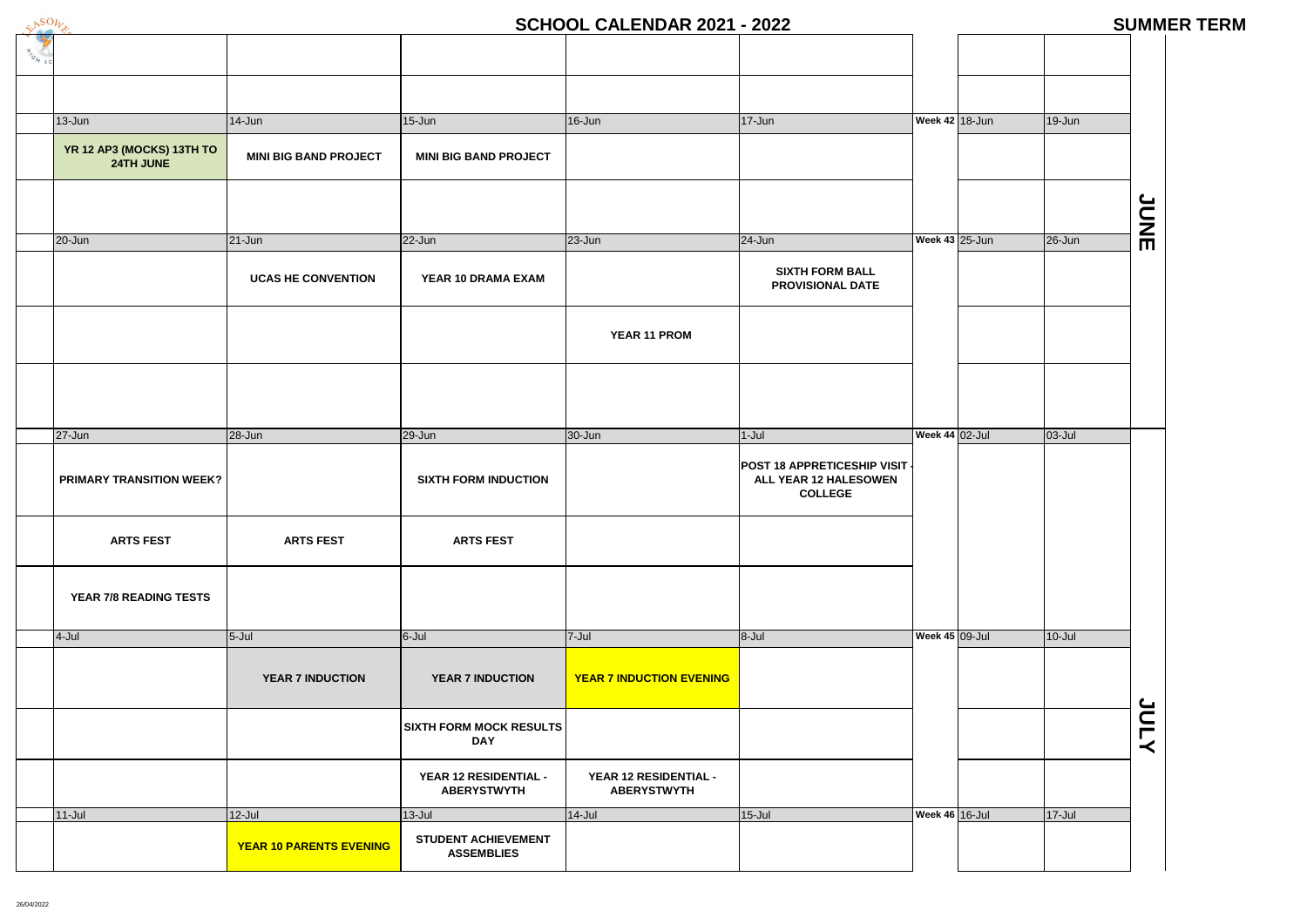# SCHOOL CALENDAR 2021 - 2022

## SUMMER TERM

| | | | | | | | | |
|---|---|---|---|---|---|---|---|---|
| 13-Jun | 14-Jun | 15-Jun | 16-Jun | 17-Jun | Week 42 | 18-Jun | 19-Jun | JUNE |
| **YR 12 AP3 (MOCKS) 13TH TO 24TH JUNE** | **MINI BIG BAND PROJECT** | **MINI BIG BAND PROJECT** | | | | | | |
| | | | | | | | | |
| 20-Jun | 21-Jun | 22-Jun | 23-Jun | 24-Jun | Week 43 | 25-Jun | 26-Jun | |
| | **UCAS HE CONVENTION** | **YEAR 10 DRAMA EXAM** | | **SIXTH FORM BALL PROVISIONAL DATE** | | | | |
| | | | **YEAR 11 PROM** | | | | | |
| | | | | | | | | |
| 27-Jun | 28-Jun | 29-Jun | 30-Jun | 1-Jul | Week 44 | 02-Jul | 03-Jul | JULY |
| **PRIMARY TRANSITION WEEK?** | | **SIXTH FORM INDUCTION** | | **POST 18 APPRETICESHIP VISIT - ALL YEAR 12 HALESOWEN COLLEGE** | | | | |
| **ARTS FEST** | **ARTS FEST** | **ARTS FEST** | | | | | | |
| **YEAR 7/8 READING TESTS** | | | | | | | | |
| 4-Jul | 5-Jul | 6-Jul | 7-Jul | 8-Jul | Week 45 | 09-Jul | 10-Jul | |
| | **YEAR 7 INDUCTION** | **YEAR 7 INDUCTION** | **YEAR 7 INDUCTION EVENING** | | | | | |
| | | **SIXTH FORM MOCK RESULTS DAY** | | | | | | |
| | | **YEAR 12 RESIDENTIAL - ABERYSTWYTH** | **YEAR 12 RESIDENTIAL - ABERYSTWYTH** | | | | | |
| 11-Jul | 12-Jul | 13-Jul | 14-Jul | 15-Jul | Week 46 | 16-Jul | 17-Jul | |
| | **YEAR 10 PARENTS EVENING** | **STUDENT ACHIEVEMENT ASSEMBLIES** | | | | | | |

26/04/2022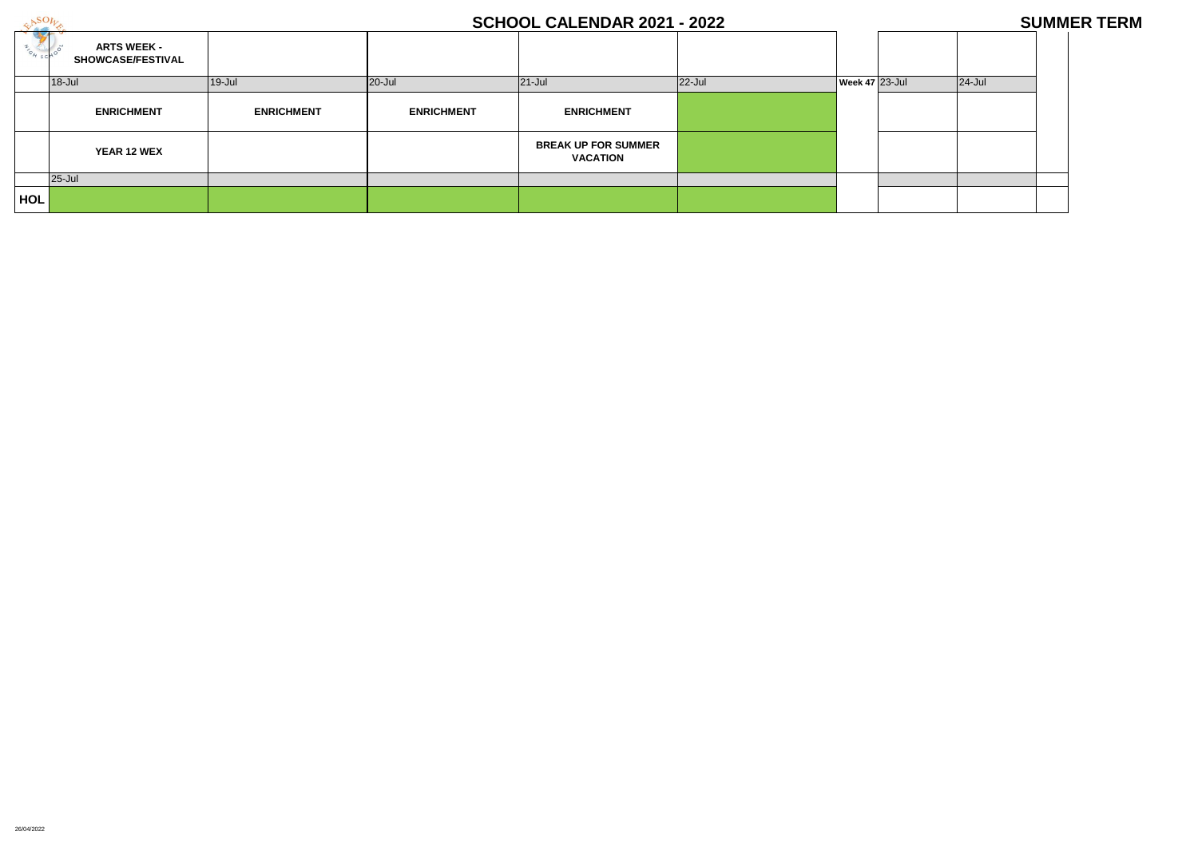# SCHOOL CALENDAR 2021 - 2022

## SUMMER TERM

| | | | | | | | | | |
|---|---|---|---|---|---|---|---|---|---|
| | **ARTS WEEK - SHOWCASE/FESTIVAL** | | | | | | | | |
| | 18-Jul | 19-Jul | 20-Jul | 21-Jul | 22-Jul | **Week 47** | 23-Jul | 24-Jul | |
| | **ENRICHMENT** | **ENRICHMENT** | **ENRICHMENT** | **ENRICHMENT** | | | | | |
| | **YEAR 12 WEX** | | | **BREAK UP FOR SUMMER VACATION** | | | | | |
| | 25-Jul | | | | | | | | |
| **HOL** | | | | | | | | | |

26/04/2022